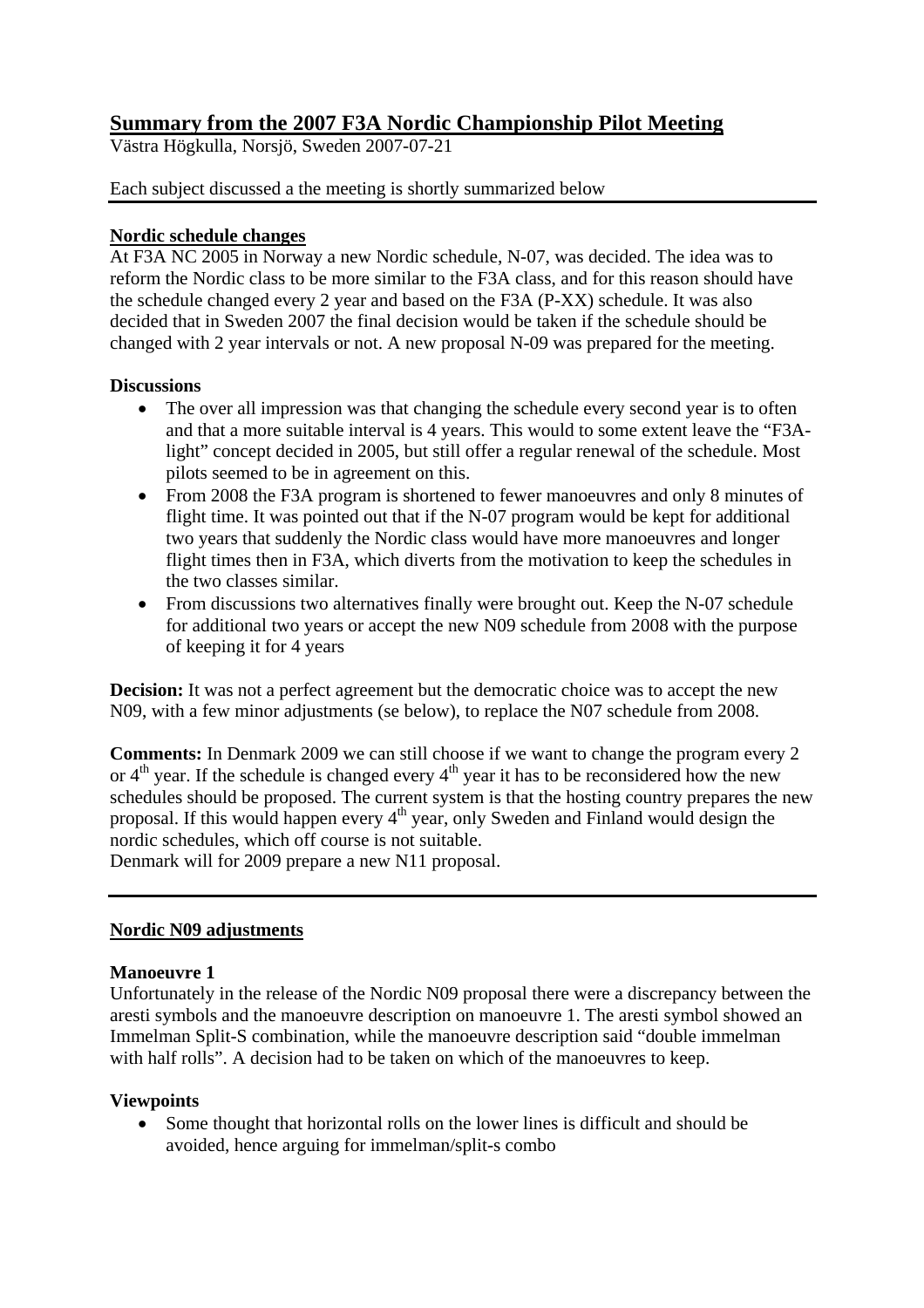# Summary from the 2007 F3A Nordic Championship Pilot Meeting

Västra Högkulla, Norsjö, Sweden 2007-07-21

Each subject discussed a the meeting is shortly summarized below

---

## Nordic schedule changes

At F3A NC 2005 in Norway a new Nordic schedule, N-07, was decided. The idea was to reform the Nordic class to be more similar to the F3A class, and for this reason should have the schedule changed every 2 year and based on the F3A (P-XX) schedule. It was also decided that in Sweden 2007 the final decision would be taken if the schedule should be changed with 2 year intervals or not. A new proposal N-09 was prepared for the meeting.

### Discussions

- The over all impression was that changing the schedule every second year is to often and that a more suitable interval is 4 years. This would to some extent leave the "F3A-light" concept decided in 2005, but still offer a regular renewal of the schedule. Most pilots seemed to be in agreement on this.
- From 2008 the F3A program is shortened to fewer manoeuvres and only 8 minutes of flight time. It was pointed out that if the N-07 program would be kept for additional two years that suddenly the Nordic class would have more manoeuvres and longer flight times then in F3A, which diverts from the motivation to keep the schedules in the two classes similar.
- From discussions two alternatives finally were brought out. Keep the N-07 schedule for additional two years or accept the new N09 schedule from 2008 with the purpose of keeping it for 4 years

**Decision:** It was not a perfect agreement but the democratic choice was to accept the new N09, with a few minor adjustments (se below), to replace the N07 schedule from 2008.

**Comments:** In Denmark 2009 we can still choose if we want to change the program every 2 or 4th year. If the schedule is changed every 4th year it has to be reconsidered how the new schedules should be proposed. The current system is that the hosting country prepares the new proposal. If this would happen every 4th year, only Sweden and Finland would design the nordic schedules, which off course is not suitable.
Denmark will for 2009 prepare a new N11 proposal.

---

## Nordic N09 adjustments

### Manoeuvre 1

Unfortunately in the release of the Nordic N09 proposal there were a discrepancy between the aresti symbols and the manoeuvre description on manoeuvre 1. The aresti symbol showed an Immelman Split-S combination, while the manoeuvre description said "double immelman with half rolls". A decision had to be taken on which of the manoeuvres to keep.

### Viewpoints

- Some thought that horizontal rolls on the lower lines is difficult and should be avoided, hence arguing for immelman/split-s combo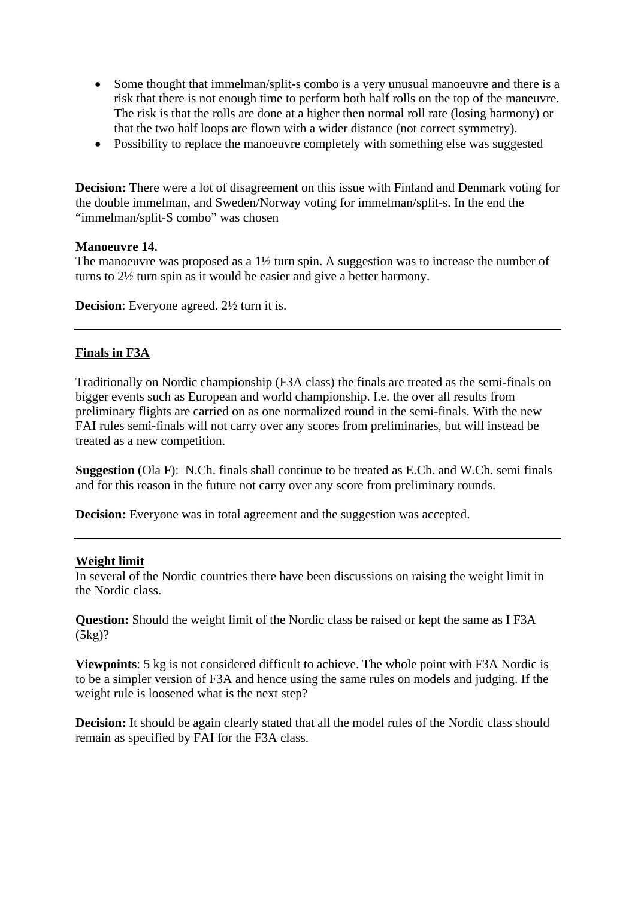- Some thought that immelman/split-s combo is a very unusual manoeuvre and there is a risk that there is not enough time to perform both half rolls on the top of the maneuvre. The risk is that the rolls are done at a higher then normal roll rate (losing harmony) or that the two half loops are flown with a wider distance (not correct symmetry).
- Possibility to replace the manoeuvre completely with something else was suggested

**Decision:** There were a lot of disagreement on this issue with Finland and Denmark voting for the double immelman, and Sweden/Norway voting for immelman/split-s. In the end the “immelman/split-S combo” was chosen

**Manoeuvre 14.**
The manoeuvre was proposed as a 1½ turn spin. A suggestion was to increase the number of turns to 2½ turn spin as it would be easier and give a better harmony.

**Decision**: Everyone agreed. 2½ turn it is.

---

## Finals in F3A

Traditionally on Nordic championship (F3A class) the finals are treated as the semi-finals on bigger events such as European and world championship. I.e. the over all results from preliminary flights are carried on as one normalized round in the semi-finals. With the new FAI rules semi-finals will not carry over any scores from preliminaries, but will instead be treated as a new competition.

**Suggestion** (Ola F): N.Ch. finals shall continue to be treated as E.Ch. and W.Ch. semi finals and for this reason in the future not carry over any score from preliminary rounds.

**Decision:** Everyone was in total agreement and the suggestion was accepted.

---

## Weight limit

In several of the Nordic countries there have been discussions on raising the weight limit in the Nordic class.

**Question:** Should the weight limit of the Nordic class be raised or kept the same as I F3A (5kg)?

**Viewpoints**: 5 kg is not considered difficult to achieve. The whole point with F3A Nordic is to be a simpler version of F3A and hence using the same rules on models and judging. If the weight rule is loosened what is the next step?

**Decision:** It should be again clearly stated that all the model rules of the Nordic class should remain as specified by FAI for the F3A class.